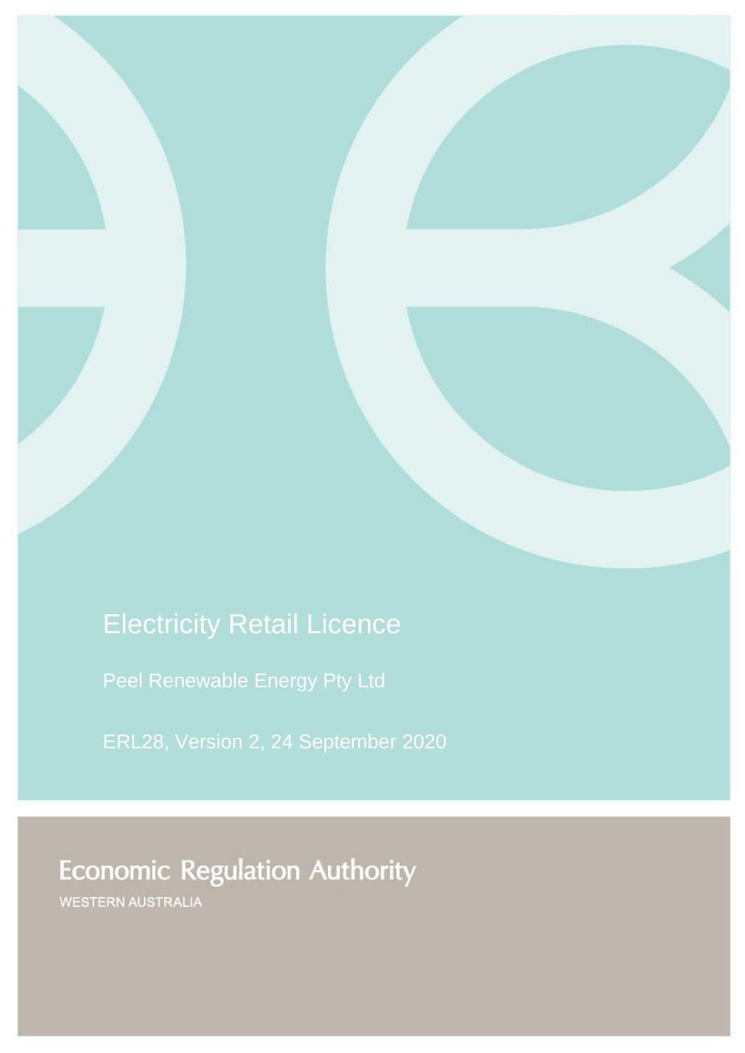# Electricity Retail Licence

Peel Renewable Energy Pty Ltd

ERL28, Version 2, 24 September 2020

**Economic Regulation Authority**

WESTERN AUSTRALIA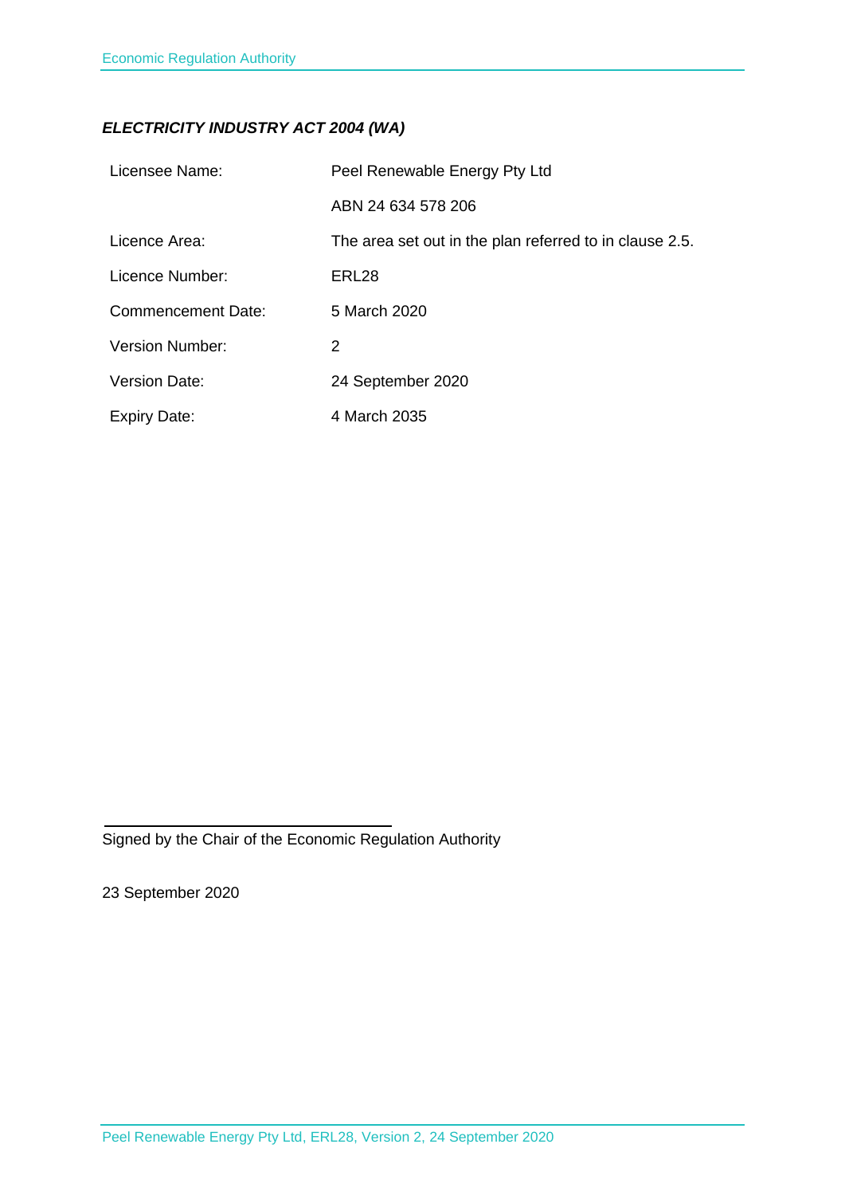***ELECTRICITY INDUSTRY ACT 2004 (WA)***

| | |
|---|---|
| Licensee Name: | Peel Renewable Energy Pty Ltd |
| | ABN 24 634 578 206 |
| Licence Area: | The area set out in the plan referred to in clause 2.5. |
| Licence Number: | ERL28 |
| Commencement Date: | 5 March 2020 |
| Version Number: | 2 |
| Version Date: | 24 September 2020 |
| Expiry Date: | 4 March 2035 |

Signed by the Chair of the Economic Regulation Authority

23 September 2020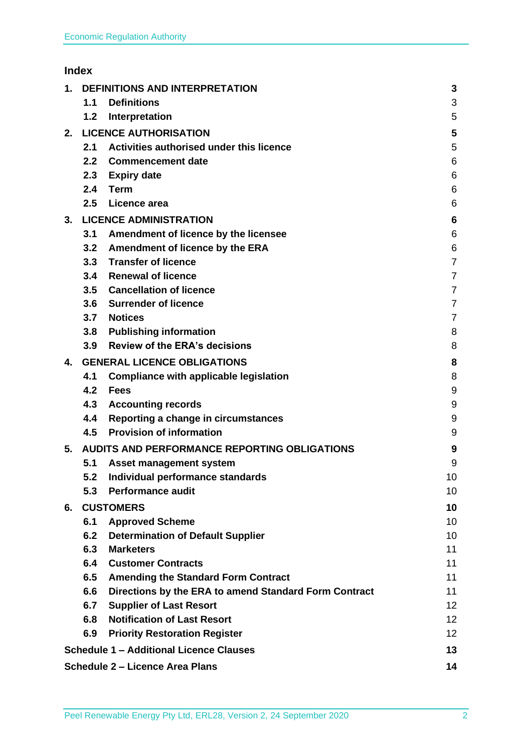## Index

| | | |
|---|---|---|
| **1.** | **DEFINITIONS AND INTERPRETATION** | **3** |
| **1.1** | **Definitions** | 3 |
| **1.2** | **Interpretation** | 5 |
| **2.** | **LICENCE AUTHORISATION** | **5** |
| **2.1** | **Activities authorised under this licence** | 5 |
| **2.2** | **Commencement date** | 6 |
| **2.3** | **Expiry date** | 6 |
| **2.4** | **Term** | 6 |
| **2.5** | **Licence area** | 6 |
| **3.** | **LICENCE ADMINISTRATION** | **6** |
| **3.1** | **Amendment of licence by the licensee** | 6 |
| **3.2** | **Amendment of licence by the ERA** | 6 |
| **3.3** | **Transfer of licence** | 7 |
| **3.4** | **Renewal of licence** | 7 |
| **3.5** | **Cancellation of licence** | 7 |
| **3.6** | **Surrender of licence** | 7 |
| **3.7** | **Notices** | 7 |
| **3.8** | **Publishing information** | 8 |
| **3.9** | **Review of the ERA's decisions** | 8 |
| **4.** | **GENERAL LICENCE OBLIGATIONS** | **8** |
| **4.1** | **Compliance with applicable legislation** | 8 |
| **4.2** | **Fees** | 9 |
| **4.3** | **Accounting records** | 9 |
| **4.4** | **Reporting a change in circumstances** | 9 |
| **4.5** | **Provision of information** | 9 |
| **5.** | **AUDITS AND PERFORMANCE REPORTING OBLIGATIONS** | **9** |
| **5.1** | **Asset management system** | 9 |
| **5.2** | **Individual performance standards** | 10 |
| **5.3** | **Performance audit** | 10 |
| **6.** | **CUSTOMERS** | **10** |
| **6.1** | **Approved Scheme** | 10 |
| **6.2** | **Determination of Default Supplier** | 10 |
| **6.3** | **Marketers** | 11 |
| **6.4** | **Customer Contracts** | 11 |
| **6.5** | **Amending the Standard Form Contract** | 11 |
| **6.6** | **Directions by the ERA to amend Standard Form Contract** | 11 |
| **6.7** | **Supplier of Last Resort** | 12 |
| **6.8** | **Notification of Last Resort** | 12 |
| **6.9** | **Priority Restoration Register** | 12 |
| | **Schedule 1 – Additional Licence Clauses** | **13** |
| | **Schedule 2 – Licence Area Plans** | **14** |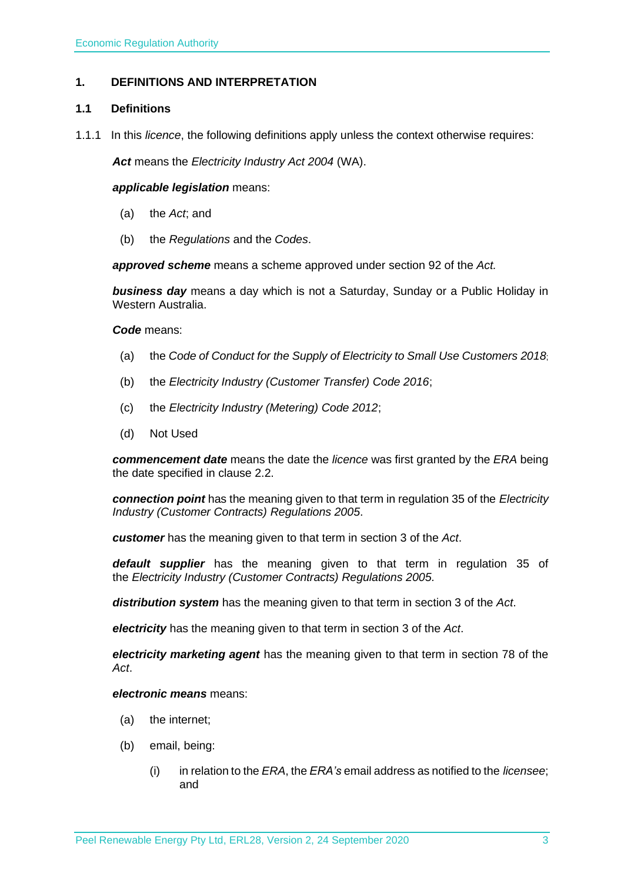## 1. DEFINITIONS AND INTERPRETATION

### 1.1 Definitions

1.1.1 In this *licence*, the following definitions apply unless the context otherwise requires:

***Act*** means the *Electricity Industry Act 2004* (WA).

***applicable legislation*** means:

(a) the *Act*; and

(b) the *Regulations* and the *Codes*.

***approved scheme*** means a scheme approved under section 92 of the *Act.*

***business day*** means a day which is not a Saturday, Sunday or a Public Holiday in Western Australia.

***Code*** means:

(a) the *Code of Conduct for the Supply of Electricity to Small Use Customers 2018*;

(b) the *Electricity Industry (Customer Transfer) Code 2016*;

(c) the *Electricity Industry (Metering) Code 2012*;

(d) Not Used

***commencement date*** means the date the *licence* was first granted by the *ERA* being the date specified in clause 2.2.

***connection point*** has the meaning given to that term in regulation 35 of the *Electricity Industry (Customer Contracts) Regulations 2005*.

***customer*** has the meaning given to that term in section 3 of the *Act*.

***default supplier*** has the meaning given to that term in regulation 35 of the *Electricity Industry (Customer Contracts) Regulations 2005.*

***distribution system*** has the meaning given to that term in section 3 of the *Act*.

***electricity*** has the meaning given to that term in section 3 of the *Act*.

***electricity marketing agent*** has the meaning given to that term in section 78 of the *Act*.

***electronic means*** means:

(a) the internet;

(b) email, being:

(i) in relation to the *ERA*, the *ERA's* email address as notified to the *licensee*; and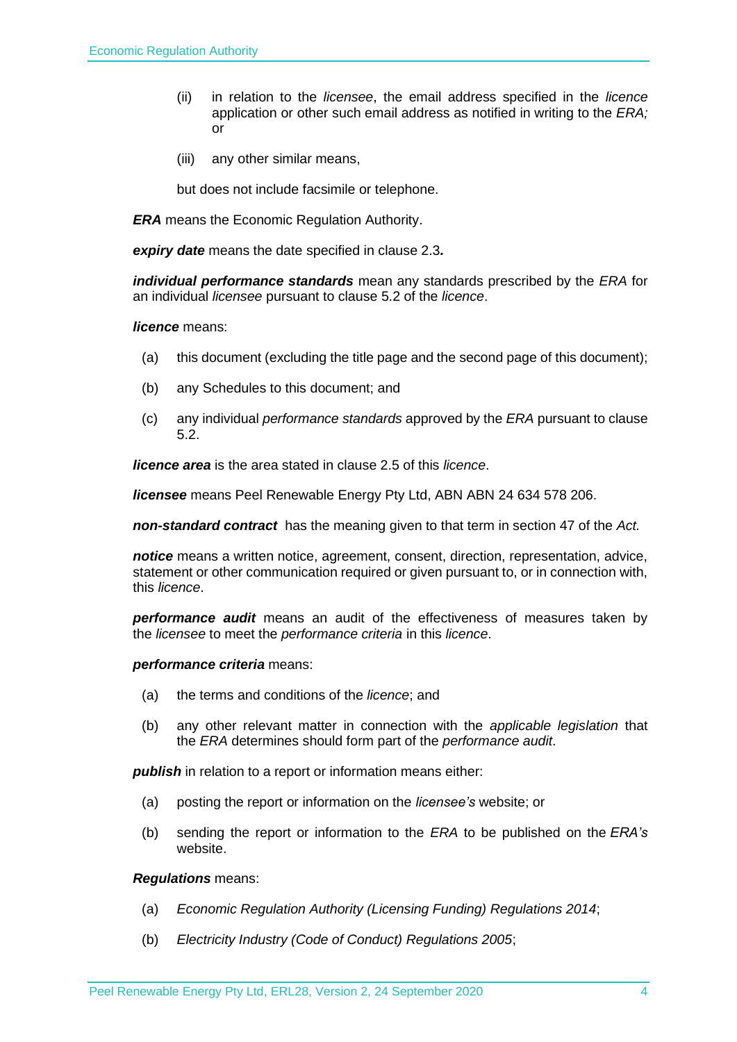(ii) in relation to the *licensee*, the email address specified in the *licence* application or other such email address as notified in writing to the *ERA;* or

(iii) any other similar means,

but does not include facsimile or telephone.

***ERA*** means the Economic Regulation Authority.

***expiry date*** means the date specified in clause 2.3***.***

***individual performance standards*** mean any standards prescribed by the *ERA* for an individual *licensee* pursuant to clause 5.2 of the *licence*.

***licence*** means:

(a) this document (excluding the title page and the second page of this document);

(b) any Schedules to this document; and

(c) any individual *performance standards* approved by the *ERA* pursuant to clause 5.2.

***licence area*** is the area stated in clause 2.5 of this *licence*.

***licensee*** means Peel Renewable Energy Pty Ltd, ABN ABN 24 634 578 206.

***non-standard contract*** has the meaning given to that term in section 47 of the *Act.*

***notice*** means a written notice, agreement, consent, direction, representation, advice, statement or other communication required or given pursuant to, or in connection with, this *licence*.

***performance audit*** means an audit of the effectiveness of measures taken by the *licensee* to meet the *performance criteria* in this *licence*.

***performance criteria*** means:

(a) the terms and conditions of the *licence*; and

(b) any other relevant matter in connection with the *applicable legislation* that the *ERA* determines should form part of the *performance audit*.

***publish*** in relation to a report or information means either:

(a) posting the report or information on the *licensee's* website; or

(b) sending the report or information to the *ERA* to be published on the *ERA's* website.

***Regulations*** means:

(a) *Economic Regulation Authority (Licensing Funding) Regulations 2014*;

(b) *Electricity Industry (Code of Conduct) Regulations 2005*;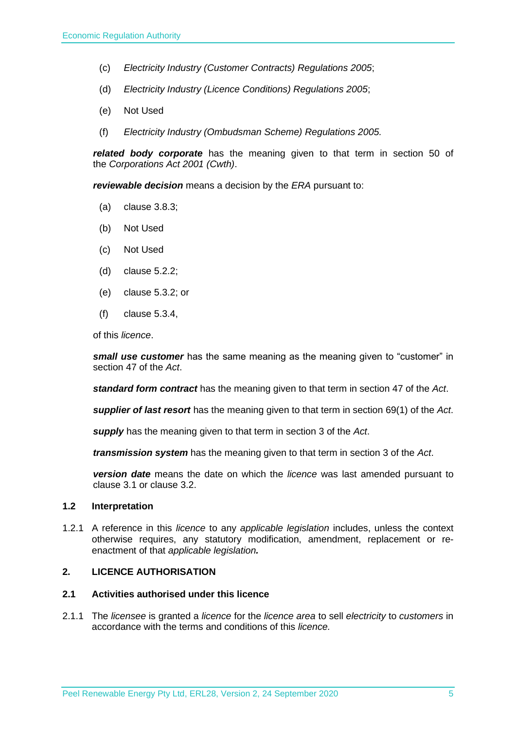(c) *Electricity Industry (Customer Contracts) Regulations 2005*;

(d) *Electricity Industry (Licence Conditions) Regulations 2005*;

(e) Not Used

(f) *Electricity Industry (Ombudsman Scheme) Regulations 2005.*

***related body corporate*** has the meaning given to that term in section 50 of the *Corporations Act 2001 (Cwth)*.

***reviewable decision*** means a decision by the *ERA* pursuant to:

(a) clause 3.8.3;

(b) Not Used

(c) Not Used

(d) clause 5.2.2;

(e) clause 5.3.2; or

(f) clause 5.3.4,

of this *licence*.

***small use customer*** has the same meaning as the meaning given to "customer" in section 47 of the *Act*.

***standard form contract*** has the meaning given to that term in section 47 of the *Act*.

***supplier of last resort*** has the meaning given to that term in section 69(1) of the *Act*.

***supply*** has the meaning given to that term in section 3 of the *Act*.

***transmission system*** has the meaning given to that term in section 3 of the *Act*.

***version date*** means the date on which the *licence* was last amended pursuant to clause 3.1 or clause 3.2.

### 1.2 Interpretation

1.2.1 A reference in this *licence* to any *applicable legislation* includes, unless the context otherwise requires, any statutory modification, amendment, replacement or re-enactment of that *applicable legislation.*

## 2. LICENCE AUTHORISATION

### 2.1 Activities authorised under this licence

2.1.1 The *licensee* is granted a *licence* for the *licence area* to sell *electricity* to *customers* in accordance with the terms and conditions of this *licence.*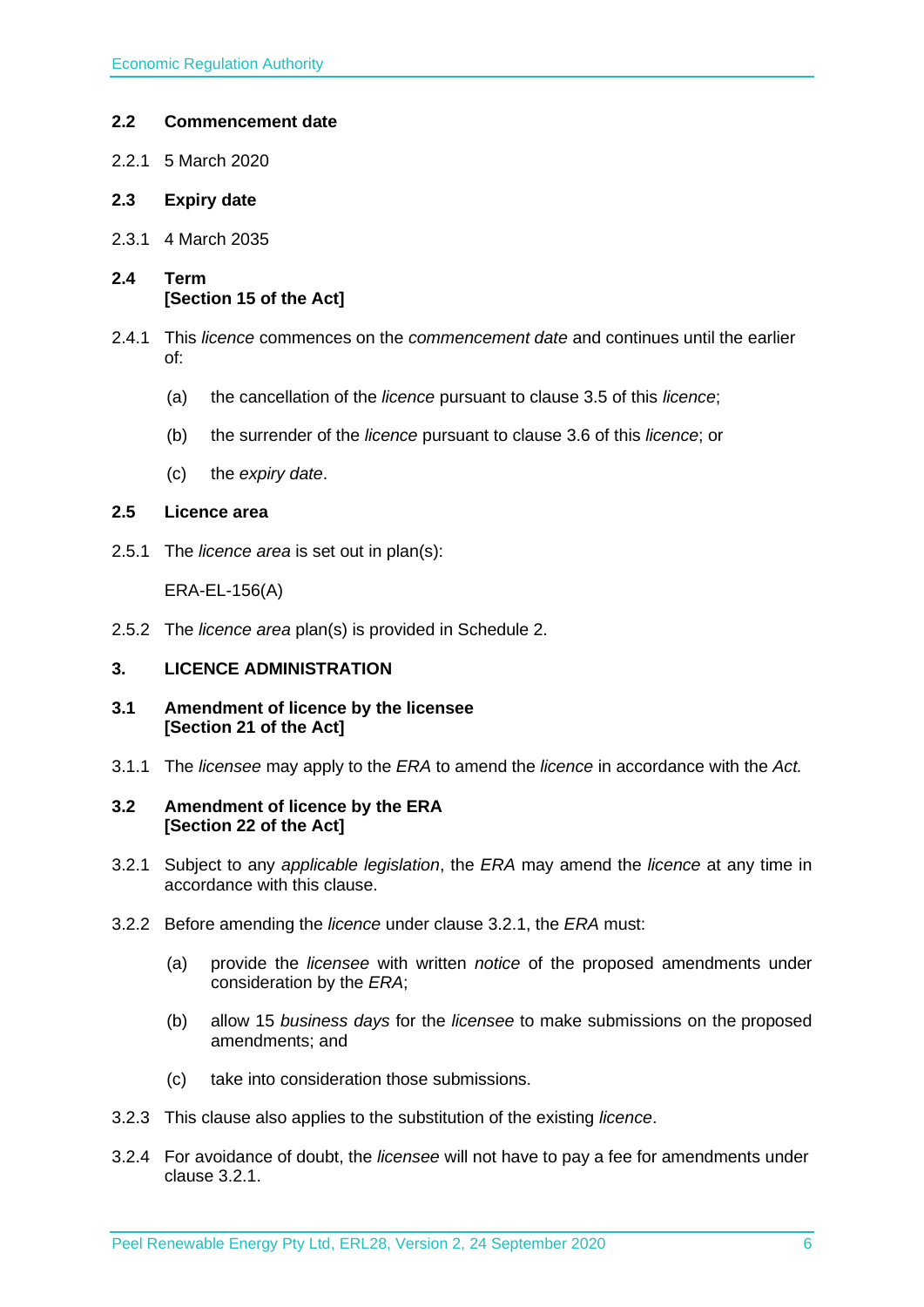### 2.2 Commencement date

2.2.1 5 March 2020

### 2.3 Expiry date

2.3.1 4 March 2035

### 2.4 Term
**[Section 15 of the Act]**

2.4.1 This *licence* commences on the *commencement date* and continues until the earlier of:

(a) the cancellation of the *licence* pursuant to clause 3.5 of this *licence*;

(b) the surrender of the *licence* pursuant to clause 3.6 of this *licence*; or

(c) the *expiry date*.

### 2.5 Licence area

2.5.1 The *licence area* is set out in plan(s):

ERA-EL-156(A)

2.5.2 The *licence area* plan(s) is provided in Schedule 2.

## 3. LICENCE ADMINISTRATION

### 3.1 Amendment of licence by the licensee
**[Section 21 of the Act]**

3.1.1 The *licensee* may apply to the *ERA* to amend the *licence* in accordance with the *Act.*

### 3.2 Amendment of licence by the ERA
**[Section 22 of the Act]**

3.2.1 Subject to any *applicable legislation*, the *ERA* may amend the *licence* at any time in accordance with this clause.

3.2.2 Before amending the *licence* under clause 3.2.1, the *ERA* must:

(a) provide the *licensee* with written *notice* of the proposed amendments under consideration by the *ERA*;

(b) allow 15 *business days* for the *licensee* to make submissions on the proposed amendments; and

(c) take into consideration those submissions.

3.2.3 This clause also applies to the substitution of the existing *licence*.

3.2.4 For avoidance of doubt, the *licensee* will not have to pay a fee for amendments under clause 3.2.1.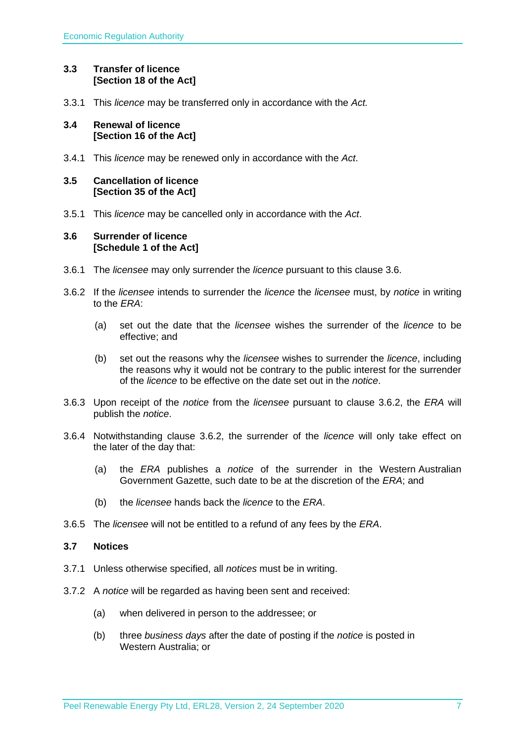### 3.3 Transfer of licence [Section 18 of the Act]

3.3.1 This *licence* may be transferred only in accordance with the *Act.*

### 3.4 Renewal of licence [Section 16 of the Act]

3.4.1 This *licence* may be renewed only in accordance with the *Act*.

### 3.5 Cancellation of licence [Section 35 of the Act]

3.5.1 This *licence* may be cancelled only in accordance with the *Act*.

### 3.6 Surrender of licence [Schedule 1 of the Act]

3.6.1 The *licensee* may only surrender the *licence* pursuant to this clause 3.6.

3.6.2 If the *licensee* intends to surrender the *licence* the *licensee* must, by *notice* in writing to the *ERA*:

(a) set out the date that the *licensee* wishes the surrender of the *licence* to be effective; and

(b) set out the reasons why the *licensee* wishes to surrender the *licence*, including the reasons why it would not be contrary to the public interest for the surrender of the *licence* to be effective on the date set out in the *notice*.

3.6.3 Upon receipt of the *notice* from the *licensee* pursuant to clause 3.6.2, the *ERA* will publish the *notice*.

3.6.4 Notwithstanding clause 3.6.2, the surrender of the *licence* will only take effect on the later of the day that:

(a) the *ERA* publishes a *notice* of the surrender in the Western Australian Government Gazette, such date to be at the discretion of the *ERA*; and

(b) the *licensee* hands back the *licence* to the *ERA*.

3.6.5 The *licensee* will not be entitled to a refund of any fees by the *ERA*.

### 3.7 Notices

3.7.1 Unless otherwise specified, all *notices* must be in writing.

3.7.2 A *notice* will be regarded as having been sent and received:

(a) when delivered in person to the addressee; or

(b) three *business days* after the date of posting if the *notice* is posted in Western Australia; or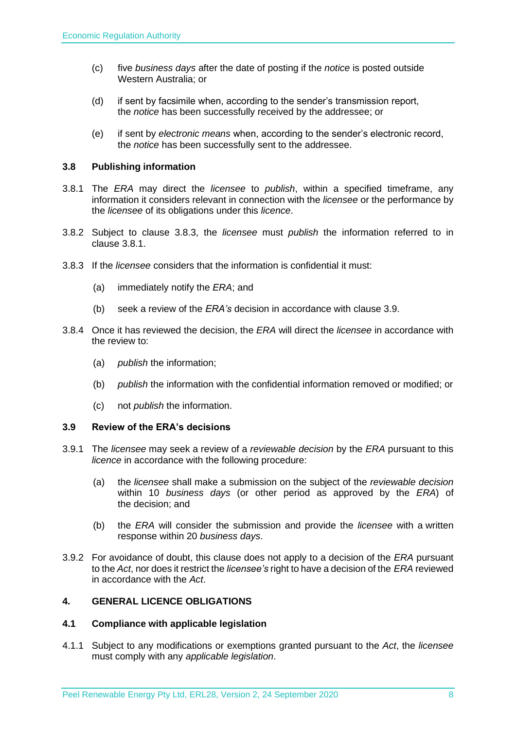(c) five *business days* after the date of posting if the *notice* is posted outside Western Australia; or

(d) if sent by facsimile when, according to the sender's transmission report, the *notice* has been successfully received by the addressee; or

(e) if sent by *electronic means* when, according to the sender's electronic record, the *notice* has been successfully sent to the addressee.

### 3.8 Publishing information

3.8.1 The *ERA* may direct the *licensee* to *publish*, within a specified timeframe, any information it considers relevant in connection with the *licensee* or the performance by the *licensee* of its obligations under this *licence*.

3.8.2 Subject to clause 3.8.3, the *licensee* must *publish* the information referred to in clause 3.8.1.

3.8.3 If the *licensee* considers that the information is confidential it must:

(a) immediately notify the *ERA*; and

(b) seek a review of the *ERA's* decision in accordance with clause 3.9.

3.8.4 Once it has reviewed the decision, the *ERA* will direct the *licensee* in accordance with the review to:

(a) *publish* the information;

(b) *publish* the information with the confidential information removed or modified; or

(c) not *publish* the information.

### 3.9 Review of the ERA's decisions

3.9.1 The *licensee* may seek a review of a *reviewable decision* by the *ERA* pursuant to this *licence* in accordance with the following procedure:

(a) the *licensee* shall make a submission on the subject of the *reviewable decision* within 10 *business days* (or other period as approved by the *ERA*) of the decision; and

(b) the *ERA* will consider the submission and provide the *licensee* with a written response within 20 *business days*.

3.9.2 For avoidance of doubt, this clause does not apply to a decision of the *ERA* pursuant to the *Act*, nor does it restrict the *licensee's* right to have a decision of the *ERA* reviewed in accordance with the *Act*.

## 4. GENERAL LICENCE OBLIGATIONS

### 4.1 Compliance with applicable legislation

4.1.1 Subject to any modifications or exemptions granted pursuant to the *Act*, the *licensee* must comply with any *applicable legislation*.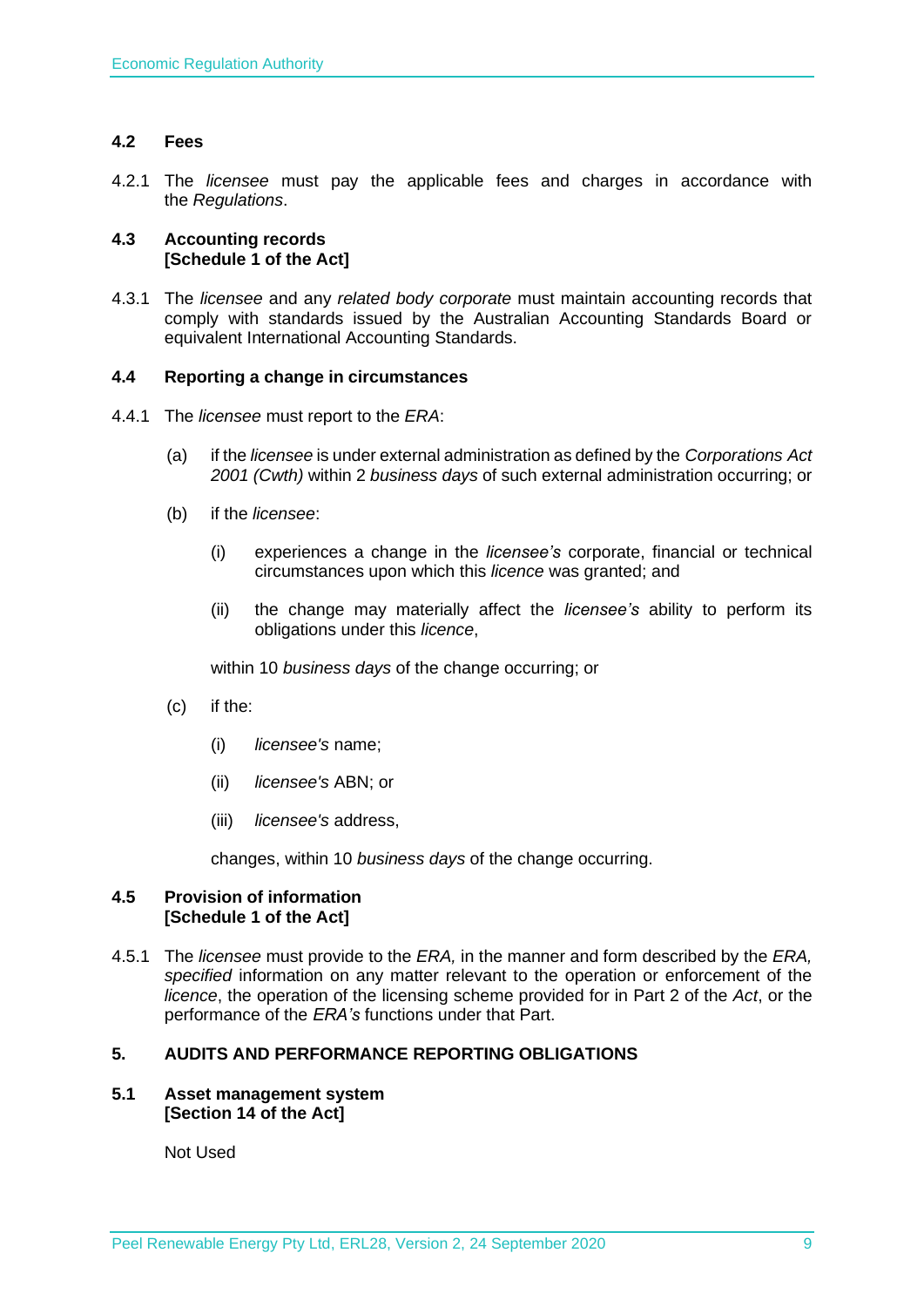### 4.2 Fees

4.2.1 The *licensee* must pay the applicable fees and charges in accordance with the *Regulations*.

### 4.3 Accounting records [Schedule 1 of the Act]

4.3.1 The *licensee* and any *related body corporate* must maintain accounting records that comply with standards issued by the Australian Accounting Standards Board or equivalent International Accounting Standards.

### 4.4 Reporting a change in circumstances

4.4.1 The *licensee* must report to the *ERA*:

(a) if the *licensee* is under external administration as defined by the *Corporations Act 2001 (Cwth)* within 2 *business days* of such external administration occurring; or

(b) if the *licensee*:

(i) experiences a change in the *licensee's* corporate, financial or technical circumstances upon which this *licence* was granted; and

(ii) the change may materially affect the *licensee's* ability to perform its obligations under this *licence*,

within 10 *business days* of the change occurring; or

(c) if the:

(i) *licensee's* name;

(ii) *licensee's* ABN; or

(iii) *licensee's* address,

changes, within 10 *business days* of the change occurring.

### 4.5 Provision of information [Schedule 1 of the Act]

4.5.1 The *licensee* must provide to the *ERA,* in the manner and form described by the *ERA, specified* information on any matter relevant to the operation or enforcement of the *licence*, the operation of the licensing scheme provided for in Part 2 of the *Act*, or the performance of the *ERA's* functions under that Part.

## 5. AUDITS AND PERFORMANCE REPORTING OBLIGATIONS

### 5.1 Asset management system [Section 14 of the Act]

Not Used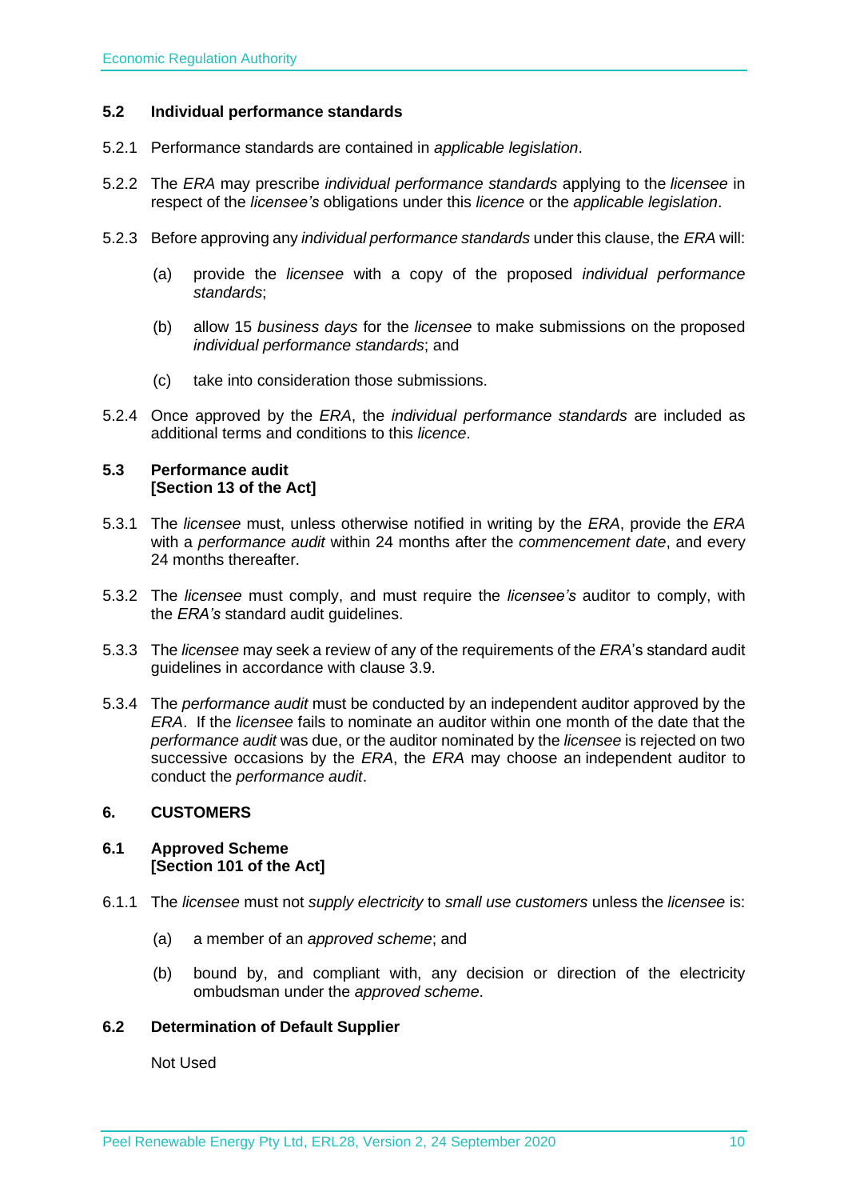### 5.2 Individual performance standards

5.2.1 Performance standards are contained in *applicable legislation*.

5.2.2 The *ERA* may prescribe *individual performance standards* applying to the *licensee* in respect of the *licensee's* obligations under this *licence* or the *applicable legislation*.

5.2.3 Before approving any *individual performance standards* under this clause, the *ERA* will:

(a) provide the *licensee* with a copy of the proposed *individual performance standards*;

(b) allow 15 *business days* for the *licensee* to make submissions on the proposed *individual performance standards*; and

(c) take into consideration those submissions.

5.2.4 Once approved by the *ERA*, the *individual performance standards* are included as additional terms and conditions to this *licence*.

### 5.3 Performance audit [Section 13 of the Act]

5.3.1 The *licensee* must, unless otherwise notified in writing by the *ERA*, provide the *ERA* with a *performance audit* within 24 months after the *commencement date*, and every 24 months thereafter.

5.3.2 The *licensee* must comply, and must require the *licensee's* auditor to comply, with the *ERA's* standard audit guidelines.

5.3.3 The *licensee* may seek a review of any of the requirements of the *ERA*'s standard audit guidelines in accordance with clause 3.9.

5.3.4 The *performance audit* must be conducted by an independent auditor approved by the *ERA*. If the *licensee* fails to nominate an auditor within one month of the date that the *performance audit* was due, or the auditor nominated by the *licensee* is rejected on two successive occasions by the *ERA*, the *ERA* may choose an independent auditor to conduct the *performance audit*.

## 6. CUSTOMERS

### 6.1 Approved Scheme [Section 101 of the Act]

6.1.1 The *licensee* must not *supply electricity* to *small use customers* unless the *licensee* is:

(a) a member of an *approved scheme*; and

(b) bound by, and compliant with, any decision or direction of the electricity ombudsman under the *approved scheme*.

### 6.2 Determination of Default Supplier

Not Used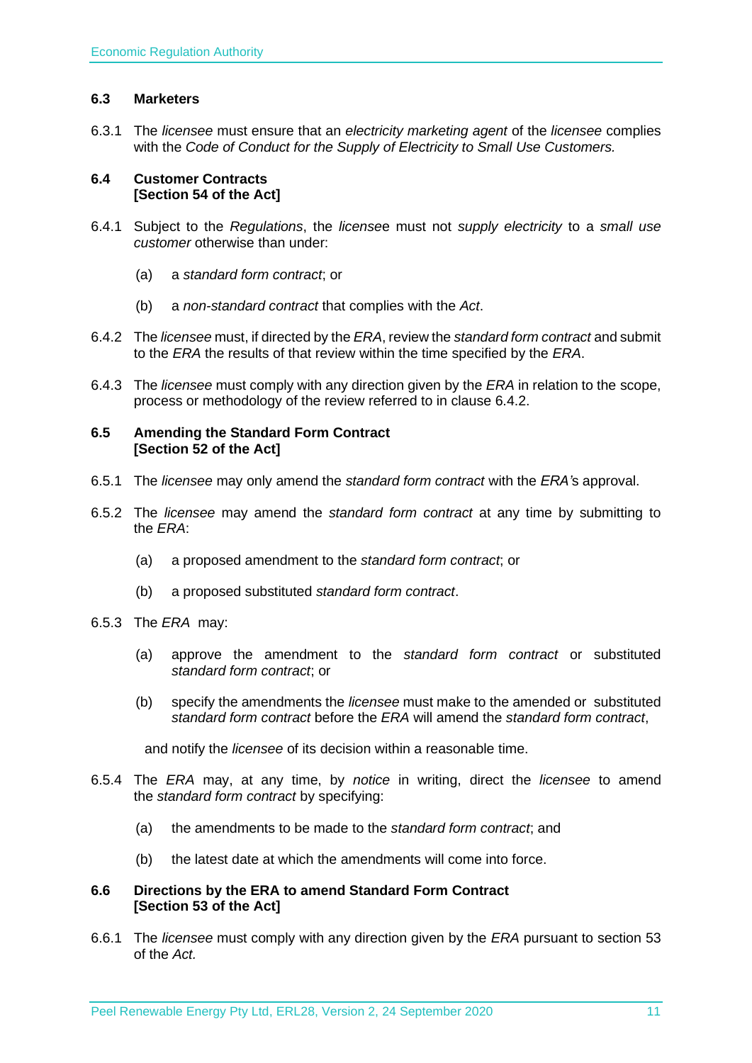### 6.3 Marketers

6.3.1 The *licensee* must ensure that an *electricity marketing agent* of the *licensee* complies with the *Code of Conduct for the Supply of Electricity to Small Use Customers.*

### 6.4 Customer Contracts [Section 54 of the Act]

6.4.1 Subject to the *Regulations*, the *licensee* must not *supply electricity* to a *small use customer* otherwise than under:

(a) a *standard form contract*; or

(b) a *non-standard contract* that complies with the *Act*.

6.4.2 The *licensee* must, if directed by the *ERA*, review the *standard form contract* and submit to the *ERA* the results of that review within the time specified by the *ERA*.

6.4.3 The *licensee* must comply with any direction given by the *ERA* in relation to the scope, process or methodology of the review referred to in clause 6.4.2.

### 6.5 Amending the Standard Form Contract [Section 52 of the Act]

6.5.1 The *licensee* may only amend the *standard form contract* with the *ERA's* approval.

6.5.2 The *licensee* may amend the *standard form contract* at any time by submitting to the *ERA*:

(a) a proposed amendment to the *standard form contract*; or

(b) a proposed substituted *standard form contract*.

6.5.3 The *ERA* may:

(a) approve the amendment to the *standard form contract* or substituted *standard form contract*; or

(b) specify the amendments the *licensee* must make to the amended or substituted *standard form contract* before the *ERA* will amend the *standard form contract*,

and notify the *licensee* of its decision within a reasonable time.

6.5.4 The *ERA* may, at any time, by *notice* in writing, direct the *licensee* to amend the *standard form contract* by specifying:

(a) the amendments to be made to the *standard form contract*; and

(b) the latest date at which the amendments will come into force.

### 6.6 Directions by the ERA to amend Standard Form Contract [Section 53 of the Act]

6.6.1 The *licensee* must comply with any direction given by the *ERA* pursuant to section 53 of the *Act.*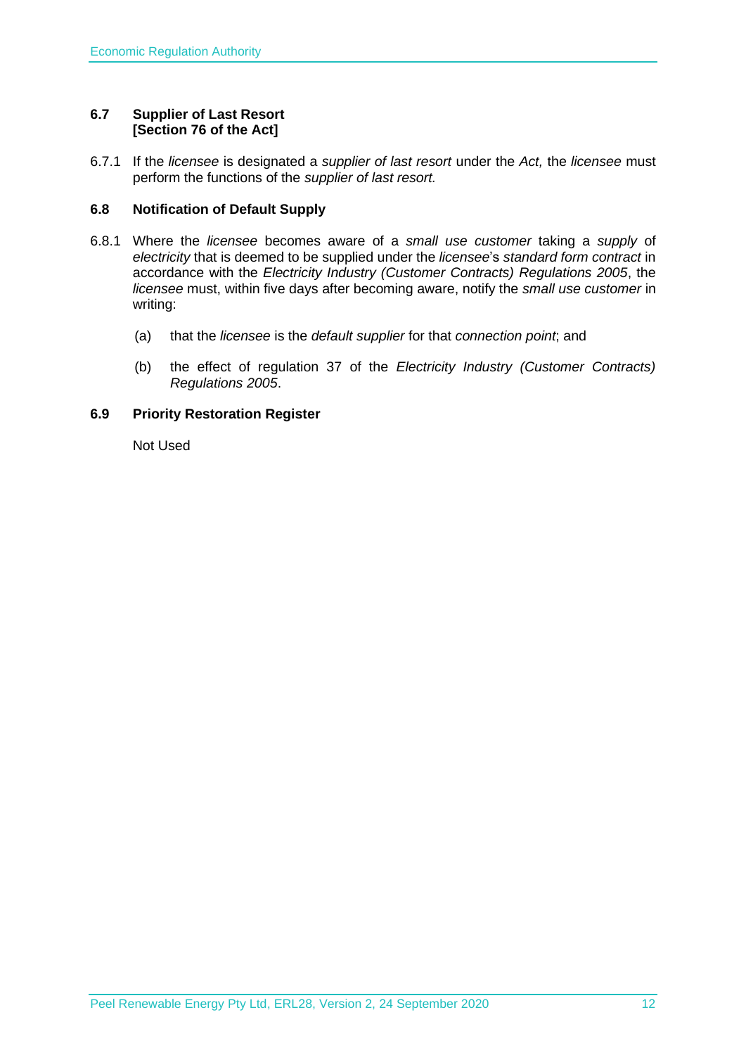### 6.7 Supplier of Last Resort [Section 76 of the Act]

6.7.1 If the *licensee* is designated a *supplier of last resort* under the *Act,* the *licensee* must perform the functions of the *supplier of last resort.*

### 6.8 Notification of Default Supply

6.8.1 Where the *licensee* becomes aware of a *small use customer* taking a *supply* of *electricity* that is deemed to be supplied under the *licensee*'s *standard form contract* in accordance with the *Electricity Industry (Customer Contracts) Regulations 2005*, the *licensee* must, within five days after becoming aware, notify the *small use customer* in writing:

(a) that the *licensee* is the *default supplier* for that *connection point*; and

(b) the effect of regulation 37 of the *Electricity Industry (Customer Contracts) Regulations 2005*.

### 6.9 Priority Restoration Register

Not Used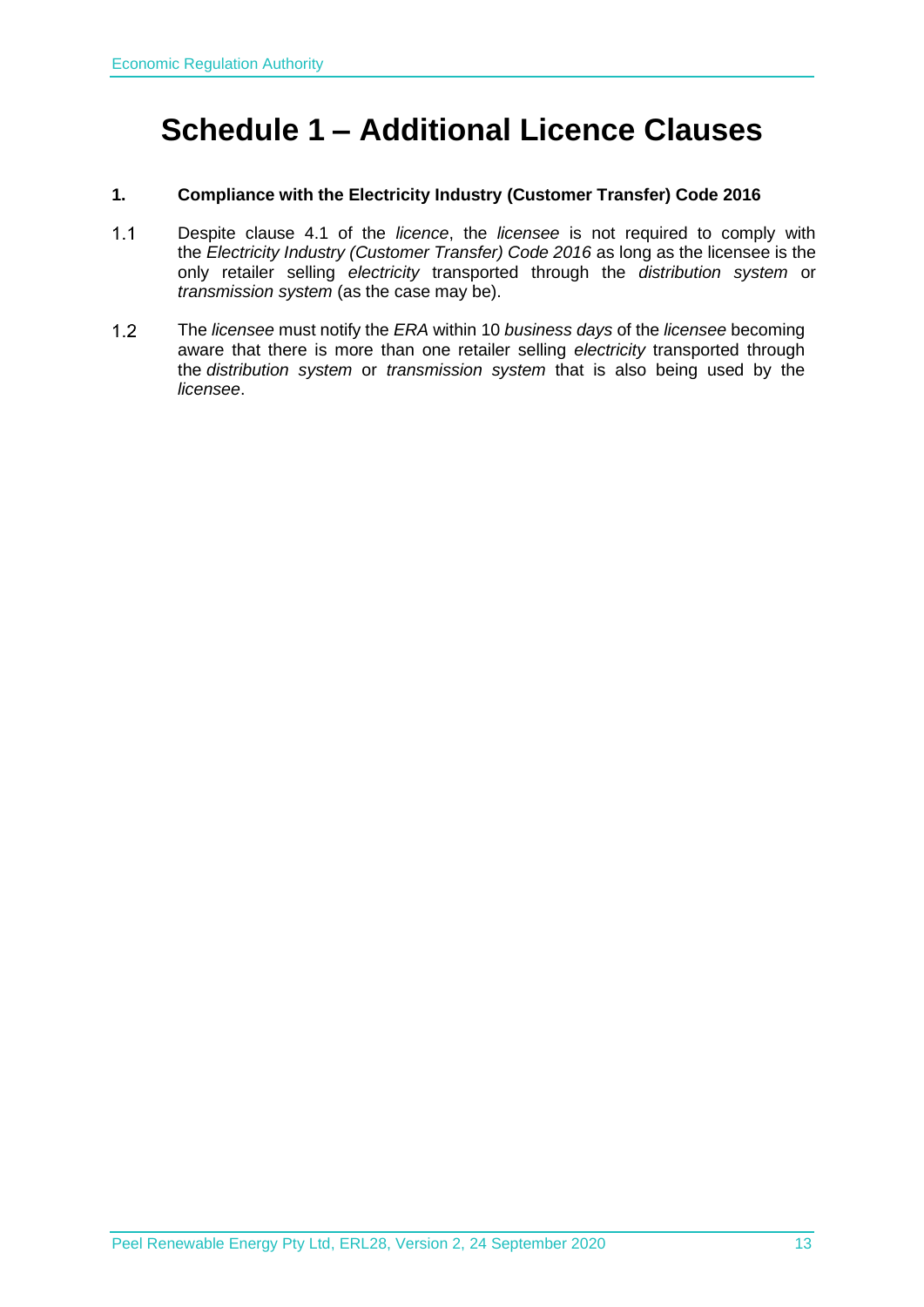# Schedule 1 – Additional Licence Clauses

**1. Compliance with the Electricity Industry (Customer Transfer) Code 2016**

1.1 Despite clause 4.1 of the *licence*, the *licensee* is not required to comply with the *Electricity Industry (Customer Transfer) Code 2016* as long as the licensee is the only retailer selling *electricity* transported through the *distribution system* or *transmission system* (as the case may be).

1.2 The *licensee* must notify the *ERA* within 10 *business days* of the *licensee* becoming aware that there is more than one retailer selling *electricity* transported through the *distribution system* or *transmission system* that is also being used by the *licensee*.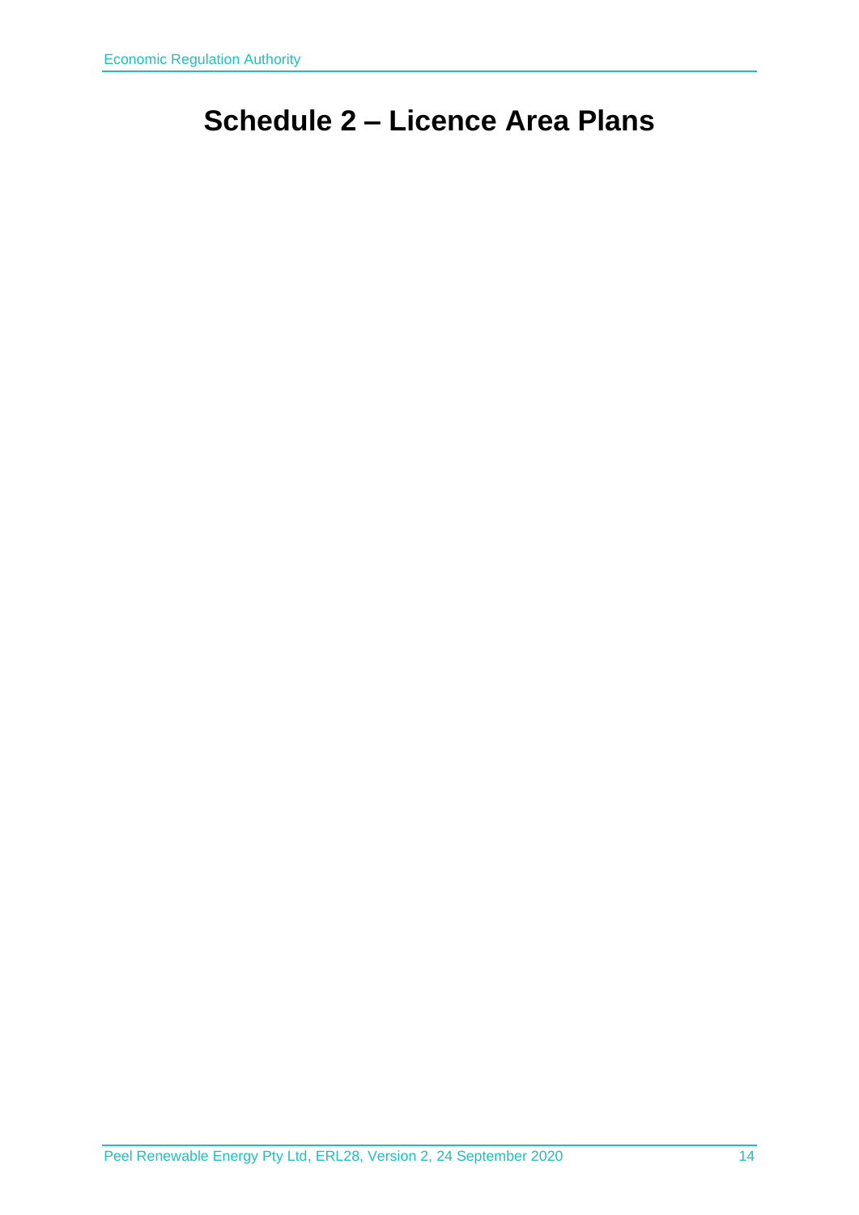# Schedule 2 – Licence Area Plans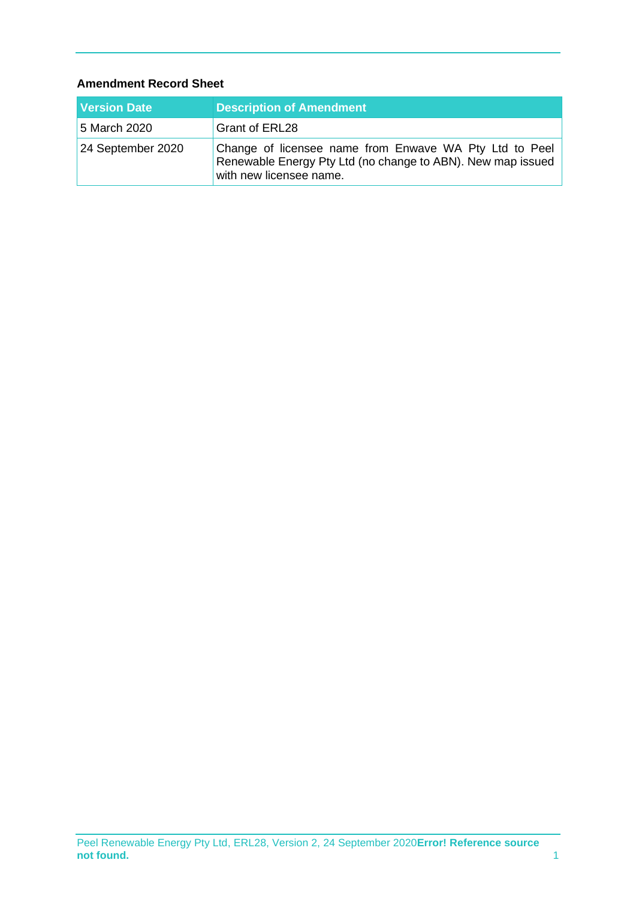**Amendment Record Sheet**

| Version Date | Description of Amendment |
| --- | --- |
| 5 March 2020 | Grant of ERL28 |
| 24 September 2020 | Change of licensee name from Enwave WA Pty Ltd to Peel Renewable Energy Pty Ltd (no change to ABN). New map issued with new licensee name. |